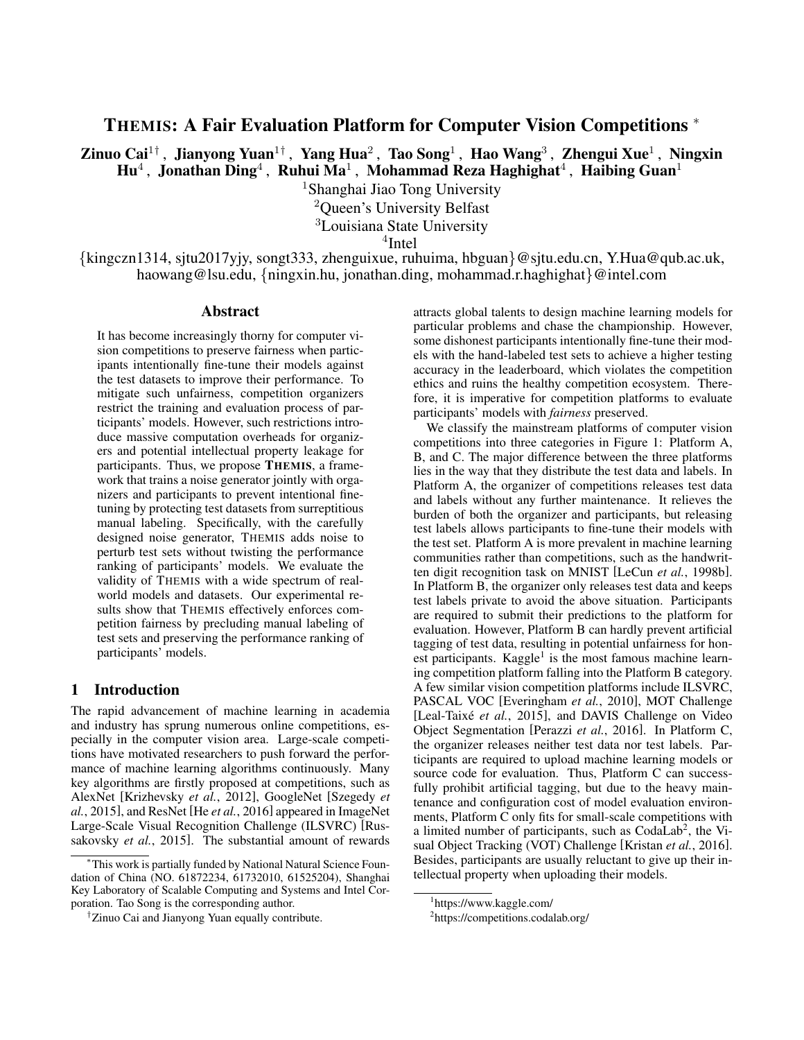# THEMIS: A Fair Evaluation Platform for Computer Vision Competitions [*]

**Zinuo Cai[1†], Jianyong Yuan[1†], Yang Hua[2], Tao Song[1], Hao Wang[3], Zhengui Xue[1], Ningxin Hu[4], Jonathan Ding[4], Ruhui Ma[1], Mohammad Reza Haghighat[4], Haibing Guan[1]**

[1]Shanghai Jiao Tong University
[2]Queen's University Belfast
[3]Louisiana State University
[4]Intel

{kingczn1314, sjtu2017yjy, songt333, zhenguixue, ruhuima, hbguan}@sjtu.edu.cn, Y.Hua@qub.ac.uk, haowang@lsu.edu, {ningxin.hu, jonathan.ding, mohammad.r.haghighat}@intel.com

## Abstract

It has become increasingly thorny for computer vision competitions to preserve fairness when participants intentionally fine-tune their models against the test datasets to improve their performance. To mitigate such unfairness, competition organizers restrict the training and evaluation process of participants' models. However, such restrictions introduce massive computation overheads for organizers and potential intellectual property leakage for participants. Thus, we propose **THEMIS**, a framework that trains a noise generator jointly with organizers and participants to prevent intentional fine-tuning by protecting test datasets from surreptitious manual labeling. Specifically, with the carefully designed noise generator, THEMIS adds noise to perturb test sets without twisting the performance ranking of participants' models. We evaluate the validity of THEMIS with a wide spectrum of real-world models and datasets. Our experimental results show that THEMIS effectively enforces competition fairness by precluding manual labeling of test sets and preserving the performance ranking of participants' models.

## 1 Introduction

The rapid advancement of machine learning in academia and industry has sprung numerous online competitions, especially in the computer vision area. Large-scale competitions have motivated researchers to push forward the performance of machine learning algorithms continuously. Many key algorithms are firstly proposed at competitions, such as AlexNet [Krizhevsky *et al.*, 2012], GoogleNet [Szegedy *et al.*, 2015], and ResNet [He *et al.*, 2016] appeared in ImageNet Large-Scale Visual Recognition Challenge (ILSVRC) [Russakovsky *et al.*, 2015]. The substantial amount of rewards attracts global talents to design machine learning models for particular problems and chase the championship. However, some dishonest participants intentionally fine-tune their models with the hand-labeled test sets to achieve a higher testing accuracy in the leaderboard, which violates the competition ethics and ruins the healthy competition ecosystem. Therefore, it is imperative for competition platforms to evaluate participants' models with *fairness* preserved.

We classify the mainstream platforms of computer vision competitions into three categories in Figure 1: Platform A, B, and C. The major difference between the three platforms lies in the way that they distribute the test data and labels. In Platform A, the organizer of competitions releases test data and labels without any further maintenance. It relieves the burden of both the organizer and participants, but releasing test labels allows participants to fine-tune their models with the test set. Platform A is more prevalent in machine learning communities rather than competitions, such as the handwritten digit recognition task on MNIST [LeCun *et al.*, 1998b]. In Platform B, the organizer only releases test data and keeps test labels private to avoid the above situation. Participants are required to submit their predictions to the platform for evaluation. However, Platform B can hardly prevent artificial tagging of test data, resulting in potential unfairness for honest participants. Kaggle[1] is the most famous machine learning competition platform falling into the Platform B category. A few similar vision competition platforms include ILSVRC, PASCAL VOC [Everingham *et al.*, 2010], MOT Challenge [Leal-Taixé *et al.*, 2015], and DAVIS Challenge on Video Object Segmentation [Perazzi *et al.*, 2016]. In Platform C, the organizer releases neither test data nor test labels. Participants are required to upload machine learning models or source code for evaluation. Thus, Platform C can successfully prohibit artificial tagging, but due to the heavy maintenance and configuration cost of model evaluation environments, Platform C only fits for small-scale competitions with a limited number of participants, such as CodaLab[2], the Visual Object Tracking (VOT) Challenge [Kristan *et al.*, 2016]. Besides, participants are usually reluctant to give up their intellectual property when uploading their models.

---

[*]This work is partially funded by National Natural Science Foundation of China (NO. 61872234, 61732010, 61525204), Shanghai Key Laboratory of Scalable Computing and Systems and Intel Corporation. Tao Song is the corresponding author.

[†]Zinuo Cai and Jianyong Yuan equally contribute.

[1]https://www.kaggle.com/

[2]https://competitions.codalab.org/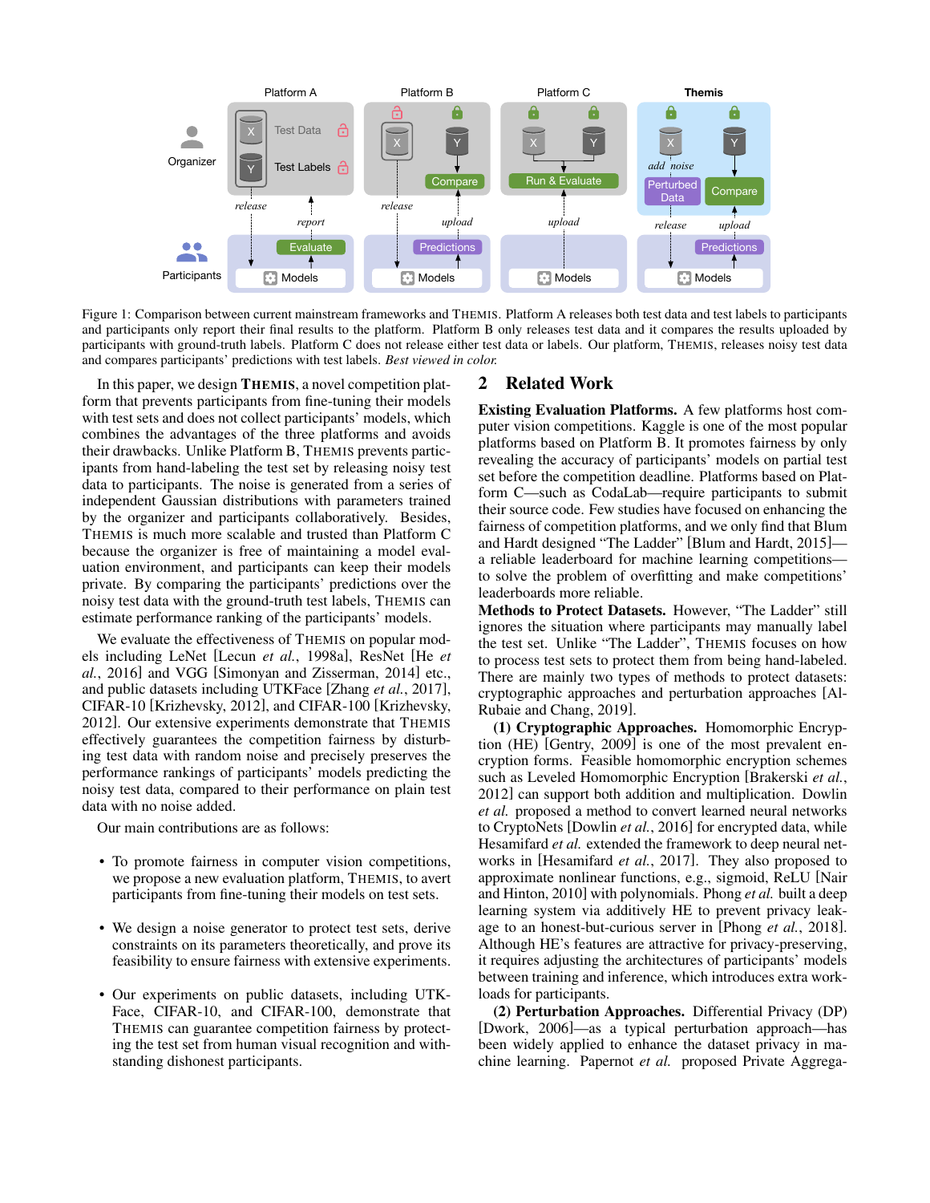Figure 1: Comparison between current mainstream frameworks and THEMIS. Platform A releases both test data and test labels to participants and participants only report their final results to the platform. Platform B only releases test data and it compares the results uploaded by participants with ground-truth labels. Platform C does not release either test data or labels. Our platform, THEMIS, releases noisy test data and compares participants' predictions with test labels. *Best viewed in color.*

In this paper, we design **THEMIS**, a novel competition platform that prevents participants from fine-tuning their models with test sets and does not collect participants' models, which combines the advantages of the three platforms and avoids their drawbacks. Unlike Platform B, THEMIS prevents participants from hand-labeling the test set by releasing noisy test data to participants. The noise is generated from a series of independent Gaussian distributions with parameters trained by the organizer and participants collaboratively. Besides, THEMIS is much more scalable and trusted than Platform C because the organizer is free of maintaining a model evaluation environment, and participants can keep their models private. By comparing the participants' predictions over the noisy test data with the ground-truth test labels, THEMIS can estimate performance ranking of the participants' models.

We evaluate the effectiveness of THEMIS on popular models including LeNet [Lecun *et al.*, 1998a], ResNet [He *et al.*, 2016] and VGG [Simonyan and Zisserman, 2014] etc., and public datasets including UTKFace [Zhang *et al.*, 2017], CIFAR-10 [Krizhevsky, 2012], and CIFAR-100 [Krizhevsky, 2012]. Our extensive experiments demonstrate that THEMIS effectively guarantees the competition fairness by disturbing test data with random noise and precisely preserves the performance rankings of participants' models predicting the noisy test data, compared to their performance on plain test data with no noise added.

Our main contributions are as follows:

- To promote fairness in computer vision competitions, we propose a new evaluation platform, THEMIS, to avert participants from fine-tuning their models on test sets.
- We design a noise generator to protect test sets, derive constraints on its parameters theoretically, and prove its feasibility to ensure fairness with extensive experiments.
- Our experiments on public datasets, including UTKFace, CIFAR-10, and CIFAR-100, demonstrate that THEMIS can guarantee competition fairness by protecting the test set from human visual recognition and withstanding dishonest participants.

## 2 Related Work

**Existing Evaluation Platforms.** A few platforms host computer vision competitions. Kaggle is one of the most popular platforms based on Platform B. It promotes fairness by only revealing the accuracy of participants' models on partial test set before the competition deadline. Platforms based on Platform C—such as CodaLab—require participants to submit their source code. Few studies have focused on enhancing the fairness of competition platforms, and we only find that Blum and Hardt designed "The Ladder" [Blum and Hardt, 2015]—a reliable leaderboard for machine learning competitions—to solve the problem of overfitting and make competitions' leaderboards more reliable.

**Methods to Protect Datasets.** However, "The Ladder" still ignores the situation where participants may manually label the test set. Unlike "The Ladder", THEMIS focuses on how to process test sets to protect them from being hand-labeled. There are mainly two types of methods to protect datasets: cryptographic approaches and perturbation approaches [Al-Rubaie and Chang, 2019].

**(1) Cryptographic Approaches.** Homomorphic Encryption (HE) [Gentry, 2009] is one of the most prevalent encryption forms. Feasible homomorphic encryption schemes such as Leveled Homomorphic Encryption [Brakerski *et al.*, 2012] can support both addition and multiplication. Dowlin *et al.* proposed a method to convert learned neural networks to CryptoNets [Dowlin *et al.*, 2016] for encrypted data, while Hesamifard *et al.* extended the framework to deep neural networks in [Hesamifard *et al.*, 2017]. They also proposed to approximate nonlinear functions, e.g., sigmoid, ReLU [Nair and Hinton, 2010] with polynomials. Phong *et al.* built a deep learning system via additively HE to prevent privacy leakage to an honest-but-curious server in [Phong *et al.*, 2018]. Although HE's features are attractive for privacy-preserving, it requires adjusting the architectures of participants' models between training and inference, which introduces extra workloads for participants.

**(2) Perturbation Approaches.** Differential Privacy (DP) [Dwork, 2006]—as a typical perturbation approach—has been widely applied to enhance the dataset privacy in machine learning. Papernot *et al.* proposed Private Aggrega-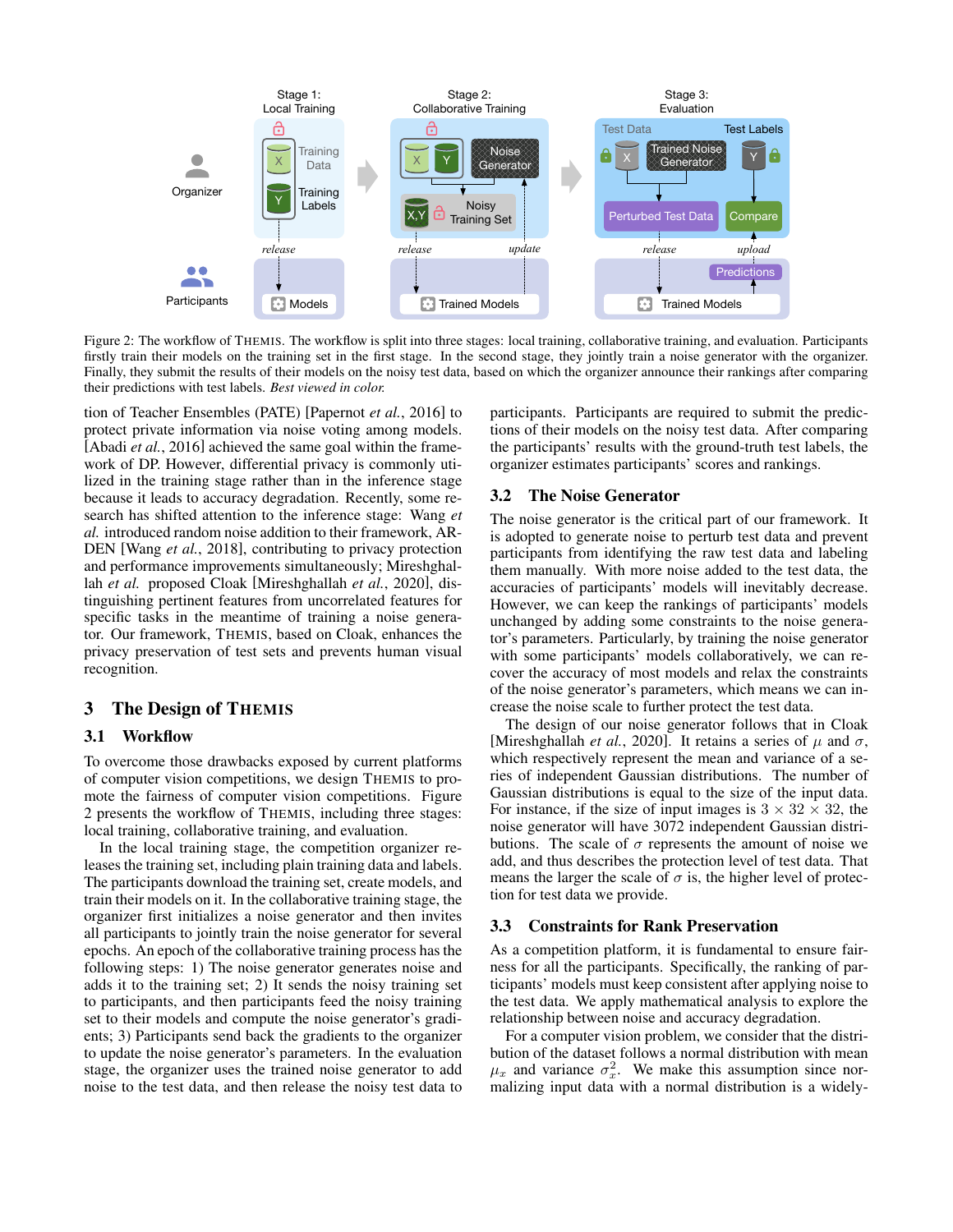Figure 2: The workflow of THEMIS. The workflow is split into three stages: local training, collaborative training, and evaluation. Participants firstly train their models on the training set in the first stage. In the second stage, they jointly train a noise generator with the organizer. Finally, they submit the results of their models on the noisy test data, based on which the organizer announce their rankings after comparing their predictions with test labels. *Best viewed in color.*

tion of Teacher Ensembles (PATE) [Papernot *et al.*, 2016] to protect private information via noise voting among models. [Abadi *et al.*, 2016] achieved the same goal within the framework of DP. However, differential privacy is commonly utilized in the training stage rather than in the inference stage because it leads to accuracy degradation. Recently, some research has shifted attention to the inference stage: Wang *et al.* introduced random noise addition to their framework, ARDEN [Wang *et al.*, 2018], contributing to privacy protection and performance improvements simultaneously; Mireshghallah *et al.* proposed Cloak [Mireshghallah *et al.*, 2020], distinguishing pertinent features from uncorrelated features for specific tasks in the meantime of training a noise generator. Our framework, THEMIS, based on Cloak, enhances the privacy preservation of test sets and prevents human visual recognition.

## 3 The Design of THEMIS

### 3.1 Workflow

To overcome those drawbacks exposed by current platforms of computer vision competitions, we design THEMIS to promote the fairness of computer vision competitions. Figure 2 presents the workflow of THEMIS, including three stages: local training, collaborative training, and evaluation.

In the local training stage, the competition organizer releases the training set, including plain training data and labels. The participants download the training set, create models, and train their models on it. In the collaborative training stage, the organizer first initializes a noise generator and then invites all participants to jointly train the noise generator for several epochs. An epoch of the collaborative training process has the following steps: 1) The noise generator generates noise and adds it to the training set; 2) It sends the noisy training set to participants, and then participants feed the noisy training set to their models and compute the noise generator's gradients; 3) Participants send back the gradients to the organizer to update the noise generator's parameters. In the evaluation stage, the organizer uses the trained noise generator to add noise to the test data, and then release the noisy test data to participants. Participants are required to submit the predictions of their models on the noisy test data. After comparing the participants' results with the ground-truth test labels, the organizer estimates participants' scores and rankings.

### 3.2 The Noise Generator

The noise generator is the critical part of our framework. It is adopted to generate noise to perturb test data and prevent participants from identifying the raw test data and labeling them manually. With more noise added to the test data, the accuracies of participants' models will inevitably decrease. However, we can keep the rankings of participants' models unchanged by adding some constraints to the noise generator's parameters. Particularly, by training the noise generator with some participants' models collaboratively, we can recover the accuracy of most models and relax the constraints of the noise generator's parameters, which means we can increase the noise scale to further protect the test data.

The design of our noise generator follows that in Cloak [Mireshghallah *et al.*, 2020]. It retains a series of $\mu$ and $\sigma$, which respectively represent the mean and variance of a series of independent Gaussian distributions. The number of Gaussian distributions is equal to the size of the input data. For instance, if the size of input images is $3 \times 32 \times 32$, the noise generator will have 3072 independent Gaussian distributions. The scale of $\sigma$ represents the amount of noise we add, and thus describes the protection level of test data. That means the larger the scale of $\sigma$ is, the higher level of protection for test data we provide.

### 3.3 Constraints for Rank Preservation

As a competition platform, it is fundamental to ensure fairness for all the participants. Specifically, the ranking of participants' models must keep consistent after applying noise to the test data. We apply mathematical analysis to explore the relationship between noise and accuracy degradation.

For a computer vision problem, we consider that the distribution of the dataset follows a normal distribution with mean $\mu_x$ and variance $\sigma_x^2$. We make this assumption since normalizing input data with a normal distribution is a widely-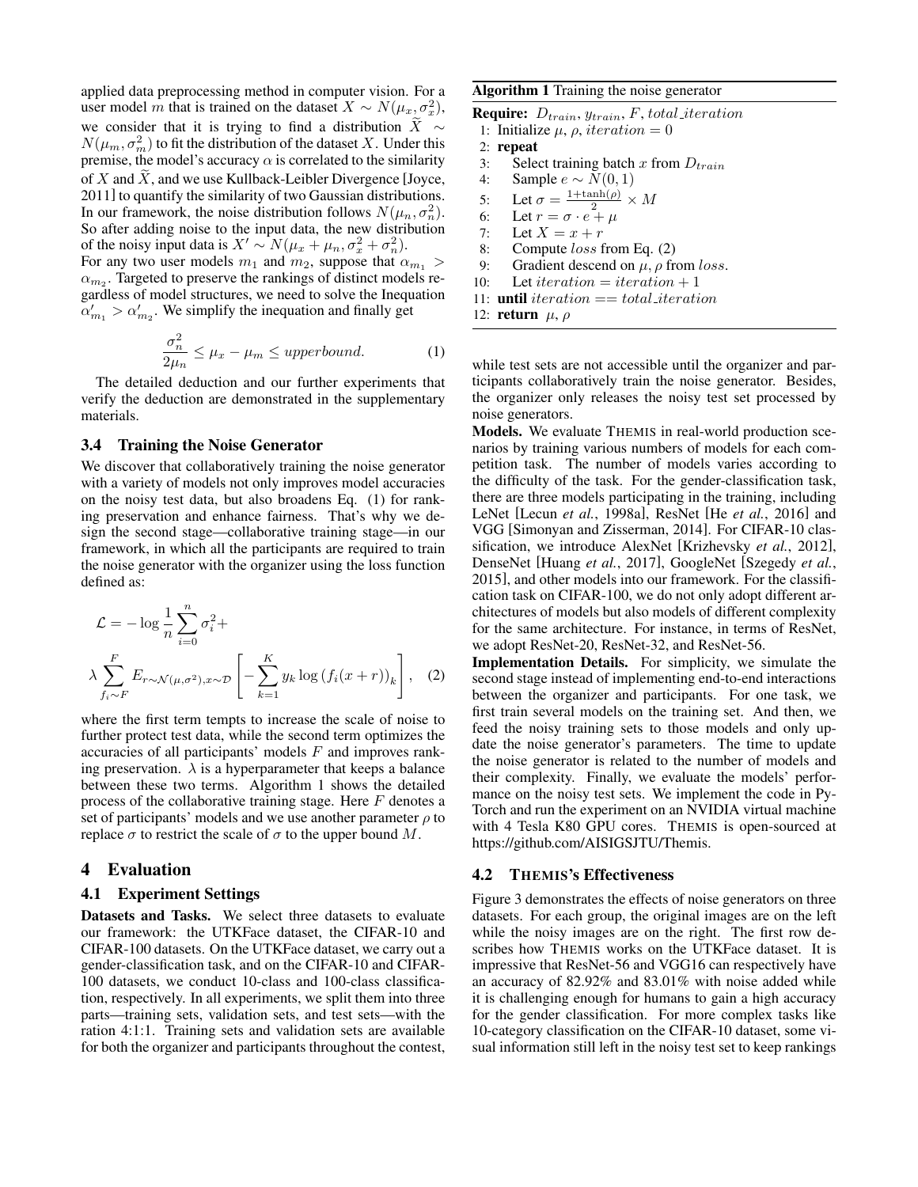applied data preprocessing method in computer vision. For a user model $m$ that is trained on the dataset $X \sim N(\mu_x, \sigma_x^2)$, we consider that it is trying to find a distribution $\widetilde{X} \sim N(\mu_m, \sigma_m^2)$ to fit the distribution of the dataset $X$. Under this premise, the model's accuracy $\alpha$ is correlated to the similarity of $X$ and $\widetilde{X}$, and we use Kullback-Leibler Divergence [Joyce, 2011] to quantify the similarity of two Gaussian distributions. In our framework, the noise distribution follows $N(\mu_n, \sigma_n^2)$. So after adding noise to the input data, the new distribution of the noisy input data is $X' \sim N(\mu_x + \mu_n, \sigma_x^2 + \sigma_n^2)$.

For any two user models $m_1$ and $m_2$, suppose that $\alpha_{m_1} > \alpha_{m_2}$. Targeted to preserve the rankings of distinct models regardless of model structures, we need to solve the Inequation $\alpha'_{m_1} > \alpha'_{m_2}$. We simplify the inequation and finally get

$$\frac{\sigma_n^2}{2\mu_n} \leq \mu_x - \mu_m \leq upperbound. \tag{1}$$

The detailed deduction and our further experiments that verify the deduction are demonstrated in the supplementary materials.

### 3.4 Training the Noise Generator

We discover that collaboratively training the noise generator with a variety of models not only improves model accuracies on the noisy test data, but also broadens Eq. (1) for ranking preservation and enhance fairness. That's why we design the second stage—collaborative training stage—in our framework, in which all the participants are required to train the noise generator with the organizer using the loss function defined as:

$$\mathcal{L} = -\log \frac{1}{n} \sum_{i=0}^{n} \sigma_i^2 + \lambda \sum_{f_i \sim F}^{F} E_{r \sim \mathcal{N}(\mu, \sigma^2), x \sim \mathcal{D}} \left[ -\sum_{k=1}^{K} y_k \log \left( f_i(x+r) \right)_k \right], \tag{2}$$

where the first term tempts to increase the scale of noise to further protect test data, while the second term optimizes the accuracies of all participants' models $F$ and improves ranking preservation. $\lambda$ is a hyperparameter that keeps a balance between these two terms. Algorithm 1 shows the detailed process of the collaborative training stage. Here $F$ denotes a set of participants' models and we use another parameter $\rho$ to replace $\sigma$ to restrict the scale of $\sigma$ to the upper bound $M$.

**Algorithm 1** Training the noise generator

**Require:** $D_{train}, y_{train}, F, total\_iteration$
1: Initialize $\mu$, $\rho$, $iteration = 0$
2: **repeat**
3: Select training batch $x$ from $D_{train}$
4: Sample $e \sim N(0, 1)$
5: Let $\sigma = \frac{1+\tanh(\rho)}{2} \times M$
6: Let $r = \sigma \cdot e + \mu$
7: Let $X = x + r$
8: Compute $loss$ from Eq. (2)
9: Gradient descend on $\mu, \rho$ from $loss$.
10: Let $iteration = iteration + 1$
11: **until** $iteration == total\_iteration$
12: **return** $\mu, \rho$

## 4 Evaluation

### 4.1 Experiment Settings

**Datasets and Tasks.** We select three datasets to evaluate our framework: the UTKFace dataset, the CIFAR-10 and CIFAR-100 datasets. On the UTKFace dataset, we carry out a gender-classification task, and on the CIFAR-10 and CIFAR-100 datasets, we conduct 10-class and 100-class classification, respectively. In all experiments, we split them into three parts—training sets, validation sets, and test sets—with the ration 4:1:1. Training sets and validation sets are available for both the organizer and participants throughout the contest, while test sets are not accessible until the organizer and participants collaboratively train the noise generator. Besides, the organizer only releases the noisy test set processed by noise generators.

**Models.** We evaluate THEMIS in real-world production scenarios by training various numbers of models for each competition task. The number of models varies according to the difficulty of the task. For the gender-classification task, there are three models participating in the training, including LeNet [Lecun *et al.*, 1998a], ResNet [He *et al.*, 2016] and VGG [Simonyan and Zisserman, 2014]. For CIFAR-10 classification, we introduce AlexNet [Krizhevsky *et al.*, 2012], DenseNet [Huang *et al.*, 2017], GoogleNet [Szegedy *et al.*, 2015], and other models into our framework. For the classification task on CIFAR-100, we do not only adopt different architectures of models but also models of different complexity for the same architecture. For instance, in terms of ResNet, we adopt ResNet-20, ResNet-32, and ResNet-56.

**Implementation Details.** For simplicity, we simulate the second stage instead of implementing end-to-end interactions between the organizer and participants. For one task, we first train several models on the training set. And then, we feed the noisy training sets to those models and only update the noise generator's parameters. The time to update the noise generator is related to the number of models and their complexity. Finally, we evaluate the models' performance on the noisy test sets. We implement the code in PyTorch and run the experiment on an NVIDIA virtual machine with 4 Tesla K80 GPU cores. THEMIS is open-sourced at https://github.com/AISIGSJTU/Themis.

### 4.2 THEMIS's Effectiveness

Figure 3 demonstrates the effects of noise generators on three datasets. For each group, the original images are on the left while the noisy images are on the right. The first row describes how THEMIS works on the UTKFace dataset. It is impressive that ResNet-56 and VGG16 can respectively have an accuracy of 82.92% and 83.01% with noise added while it is challenging enough for humans to gain a high accuracy for the gender classification. For more complex tasks like 10-category classification on the CIFAR-10 dataset, some visual information still left in the noisy test set to keep rankings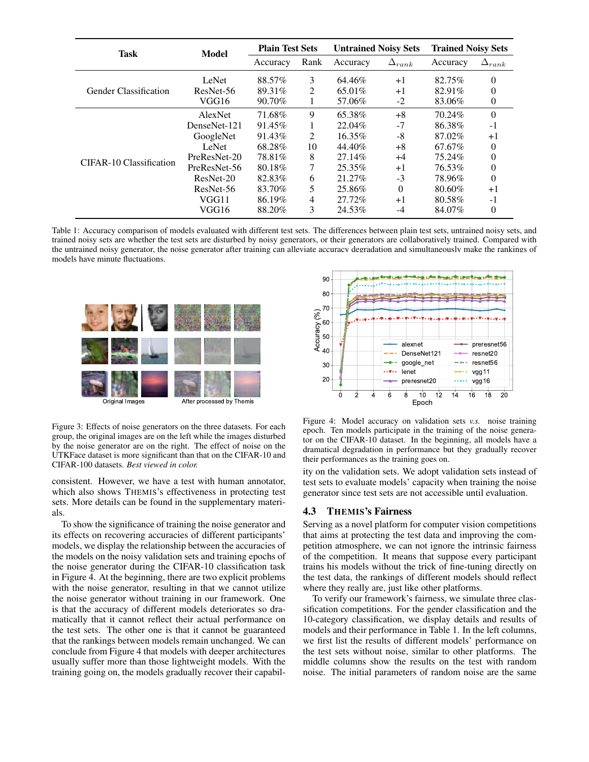| Task | Model | Plain Test Sets | | Untrained Noisy Sets | | Trained Noisy Sets | |
|---|---|---|---|---|---|---|---|
| | | Accuracy | Rank | Accuracy | $\Delta_{rank}$ | Accuracy | $\Delta_{rank}$ |
| Gender Classification | LeNet | 88.57% | 3 | 64.46% | +1 | 82.75% | 0 |
| | ResNet-56 | 89.31% | 2 | 65.01% | +1 | 82.91% | 0 |
| | VGG16 | 90.70% | 1 | 57.06% | -2 | 83.06% | 0 |
| CIFAR-10 Classification | AlexNet | 71.68% | 9 | 65.38% | +8 | 70.24% | 0 |
| | DenseNet-121 | 91.45% | 1 | 22.04% | -7 | 86.38% | -1 |
| | GoogleNet | 91.43% | 2 | 16.35% | -8 | 87.02% | +1 |
| | LeNet | 68.28% | 10 | 44.40% | +8 | 67.67% | 0 |
| | PreResNet-20 | 78.81% | 8 | 27.14% | +4 | 75.24% | 0 |
| | PreResNet-56 | 80.18% | 7 | 25.35% | +1 | 76.53% | 0 |
| | ResNet-20 | 82.83% | 6 | 21.27% | -3 | 78.96% | 0 |
| | ResNet-56 | 83.70% | 5 | 25.86% | 0 | 80.60% | +1 |
| | VGG11 | 86.19% | 4 | 27.72% | +1 | 80.58% | -1 |
| | VGG16 | 88.20% | 3 | 24.53% | -4 | 84.07% | 0 |

Table 1: Accuracy comparison of models evaluated with different test sets. The differences between plain test sets, untrained noisy sets, and trained noisy sets are whether the test sets are disturbed by noisy generators, or their generators are collaboratively trained. Compared with the untrained noisy generator, the noise generator after training can alleviate accuracy degradation and simultaneously make the rankings of models have minute fluctuations.

Figure 3: Effects of noise generators on the three datasets. For each group, the original images are on the left while the images disturbed by the noise generator are on the right. The effect of noise on the UTKFace dataset is more significant than that on the CIFAR-10 and CIFAR-100 datasets. *Best viewed in color.*

Figure 4: Model accuracy on validation sets *v.s.* noise training epoch. Ten models participate in the training of the noise generator on the CIFAR-10 dataset. In the beginning, all models have a dramatical degradation in performance but they gradually recover their performances as the training goes on.

consistent. However, we have a test with human annotator, which also shows THEMIS's effectiveness in protecting test sets. More details can be found in the supplementary materials.

To show the significance of training the noise generator and its effects on recovering accuracies of different participants' models, we display the relationship between the accuracies of the models on the noisy validation sets and training epochs of the noise generator during the CIFAR-10 classification task in Figure 4. At the beginning, there are two explicit problems with the noise generator, resulting in that we cannot utilize the noise generator without training in our framework. One is that the accuracy of different models deteriorates so dramatically that it cannot reflect their actual performance on the test sets. The other one is that it cannot be guaranteed that the rankings between models remain unchanged. We can conclude from Figure 4 that models with deeper architectures usually suffer more than those lightweight models. With the training going on, the models gradually recover their capability on the validation sets. We adopt validation sets instead of test sets to evaluate models' capacity when training the noise generator since test sets are not accessible until evaluation.

### 4.3 THEMIS's Fairness

Serving as a novel platform for computer vision competitions that aims at protecting the test data and improving the competition atmosphere, we can not ignore the intrinsic fairness of the competition. It means that suppose every participant trains his models without the trick of fine-tuning directly on the test data, the rankings of different models should reflect where they really are, just like other platforms.

To verify our framework's fairness, we simulate three classification competitions. For the gender classification and the 10-category classification, we display details and results of models and their performance in Table 1. In the left columns, we first list the results of different models' performance on the test sets without noise, similar to other platforms. The middle columns show the results on the test with random noise. The initial parameters of random noise are the same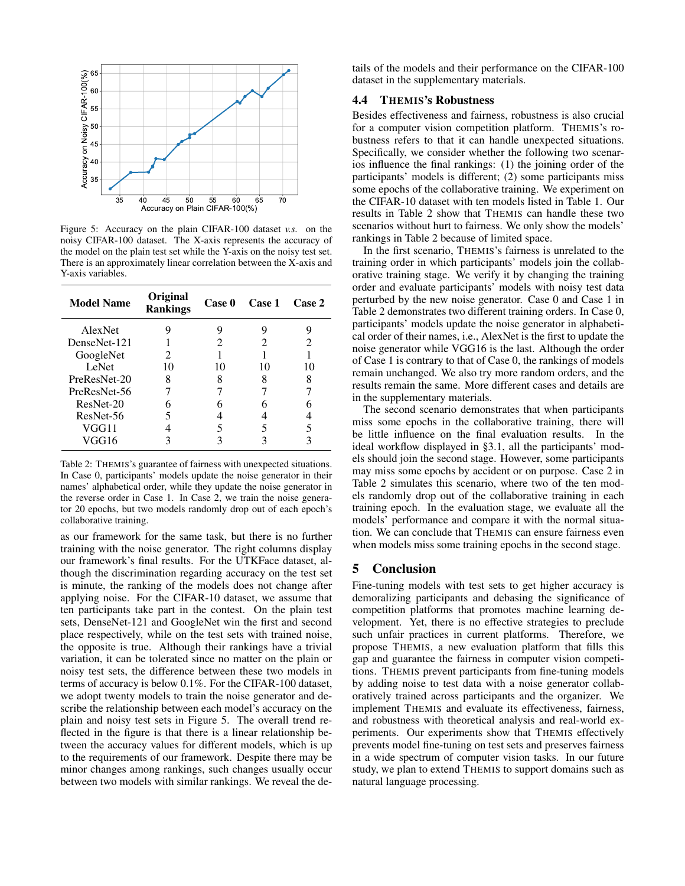Figure 5: Accuracy on the plain CIFAR-100 dataset *v.s.* on the noisy CIFAR-100 dataset. The X-axis represents the accuracy of the model on the plain test set while the Y-axis on the noisy test set. There is an approximately linear correlation between the X-axis and Y-axis variables.

| Model Name | Original Rankings | Case 0 | Case 1 | Case 2 |
|---|---|---|---|---|
| AlexNet | 9 | 9 | 9 | 9 |
| DenseNet-121 | 1 | 2 | 2 | 2 |
| GoogleNet | 2 | 1 | 1 | 1 |
| LeNet | 10 | 10 | 10 | 10 |
| PreResNet-20 | 8 | 8 | 8 | 8 |
| PreResNet-56 | 7 | 7 | 7 | 7 |
| ResNet-20 | 6 | 6 | 6 | 6 |
| ResNet-56 | 5 | 4 | 4 | 4 |
| VGG11 | 4 | 5 | 5 | 5 |
| VGG16 | 3 | 3 | 3 | 3 |

Table 2: THEMIS's guarantee of fairness with unexpected situations. In Case 0, participants' models update the noise generator in their names' alphabetical order, while they update the noise generator in the reverse order in Case 1. In Case 2, we train the noise generator 20 epochs, but two models randomly drop out of each epoch's collaborative training.

as our framework for the same task, but there is no further training with the noise generator. The right columns display our framework's final results. For the UTKFace dataset, although the discrimination regarding accuracy on the test set is minute, the ranking of the models does not change after applying noise. For the CIFAR-10 dataset, we assume that ten participants take part in the contest. On the plain test sets, DenseNet-121 and GoogleNet win the first and second place respectively, while on the test sets with trained noise, the opposite is true. Although their rankings have a trivial variation, it can be tolerated since no matter on the plain or noisy test sets, the difference between these two models in terms of accuracy is below 0.1%. For the CIFAR-100 dataset, we adopt twenty models to train the noise generator and describe the relationship between each model's accuracy on the plain and noisy test sets in Figure 5. The overall trend reflected in the figure is that there is a linear relationship between the accuracy values for different models, which is up to the requirements of our framework. Despite there may be minor changes among rankings, such changes usually occur between two models with similar rankings. We reveal the details of the models and their performance on the CIFAR-100 dataset in the supplementary materials.

### 4.4 THEMIS's Robustness

Besides effectiveness and fairness, robustness is also crucial for a computer vision competition platform. THEMIS's robustness refers to that it can handle unexpected situations. Specifically, we consider whether the following two scenarios influence the final rankings: (1) the joining order of the participants' models is different; (2) some participants miss some epochs of the collaborative training. We experiment on the CIFAR-10 dataset with ten models listed in Table 1. Our results in Table 2 show that THEMIS can handle these two scenarios without hurt to fairness. We only show the models' rankings in Table 2 because of limited space.

In the first scenario, THEMIS's fairness is unrelated to the training order in which participants' models join the collaborative training stage. We verify it by changing the training order and evaluate participants' models with noisy test data perturbed by the new noise generator. Case 0 and Case 1 in Table 2 demonstrates two different training orders. In Case 0, participants' models update the noise generator in alphabetical order of their names, i.e., AlexNet is the first to update the noise generator while VGG16 is the last. Although the order of Case 1 is contrary to that of Case 0, the rankings of models remain unchanged. We also try more random orders, and the results remain the same. More different cases and details are in the supplementary materials.

The second scenario demonstrates that when participants miss some epochs in the collaborative training, there will be little influence on the final evaluation results. In the ideal workflow displayed in §3.1, all the participants' models should join the second stage. However, some participants may miss some epochs by accident or on purpose. Case 2 in Table 2 simulates this scenario, where two of the ten models randomly drop out of the collaborative training in each training epoch. In the evaluation stage, we evaluate all the models' performance and compare it with the normal situation. We can conclude that THEMIS can ensure fairness even when models miss some training epochs in the second stage.

## 5 Conclusion

Fine-tuning models with test sets to get higher accuracy is demoralizing participants and debasing the significance of competition platforms that promotes machine learning development. Yet, there is no effective strategies to preclude such unfair practices in current platforms. Therefore, we propose THEMIS, a new evaluation platform that fills this gap and guarantee the fairness in computer vision competitions. THEMIS prevent participants from fine-tuning models by adding noise to test data with a noise generator collaboratively trained across participants and the organizer. We implement THEMIS and evaluate its effectiveness, fairness, and robustness with theoretical analysis and real-world experiments. Our experiments show that THEMIS effectively prevents model fine-tuning on test sets and preserves fairness in a wide spectrum of computer vision tasks. In our future study, we plan to extend THEMIS to support domains such as natural language processing.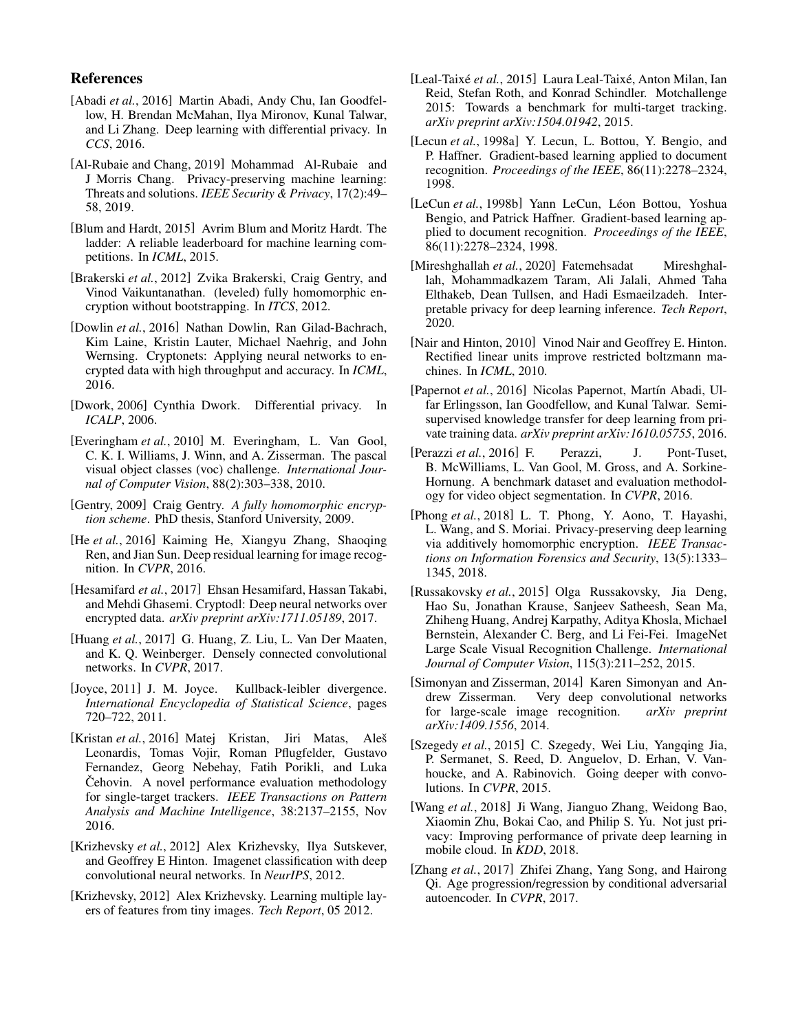## References

[Abadi *et al.*, 2016] Martin Abadi, Andy Chu, Ian Goodfellow, H. Brendan McMahan, Ilya Mironov, Kunal Talwar, and Li Zhang. Deep learning with differential privacy. In *CCS*, 2016.

[Al-Rubaie and Chang, 2019] Mohammad Al-Rubaie and J Morris Chang. Privacy-preserving machine learning: Threats and solutions. *IEEE Security & Privacy*, 17(2):49–58, 2019.

[Blum and Hardt, 2015] Avrim Blum and Moritz Hardt. The ladder: A reliable leaderboard for machine learning competitions. In *ICML*, 2015.

[Brakerski *et al.*, 2012] Zvika Brakerski, Craig Gentry, and Vinod Vaikuntanathan. (leveled) fully homomorphic encryption without bootstrapping. In *ITCS*, 2012.

[Dowlin *et al.*, 2016] Nathan Dowlin, Ran Gilad-Bachrach, Kim Laine, Kristin Lauter, Michael Naehrig, and John Wernsing. Cryptonets: Applying neural networks to encrypted data with high throughput and accuracy. In *ICML*, 2016.

[Dwork, 2006] Cynthia Dwork. Differential privacy. In *ICALP*, 2006.

[Everingham *et al.*, 2010] M. Everingham, L. Van Gool, C. K. I. Williams, J. Winn, and A. Zisserman. The pascal visual object classes (voc) challenge. *International Journal of Computer Vision*, 88(2):303–338, 2010.

[Gentry, 2009] Craig Gentry. *A fully homomorphic encryption scheme*. PhD thesis, Stanford University, 2009.

[He *et al.*, 2016] Kaiming He, Xiangyu Zhang, Shaoqing Ren, and Jian Sun. Deep residual learning for image recognition. In *CVPR*, 2016.

[Hesamifard *et al.*, 2017] Ehsan Hesamifard, Hassan Takabi, and Mehdi Ghasemi. Cryptodl: Deep neural networks over encrypted data. *arXiv preprint arXiv:1711.05189*, 2017.

[Huang *et al.*, 2017] G. Huang, Z. Liu, L. Van Der Maaten, and K. Q. Weinberger. Densely connected convolutional networks. In *CVPR*, 2017.

[Joyce, 2011] J. M. Joyce. Kullback-leibler divergence. *International Encyclopedia of Statistical Science*, pages 720–722, 2011.

[Kristan *et al.*, 2016] Matej Kristan, Jiri Matas, Aleš Leonardis, Tomas Vojir, Roman Pflugfelder, Gustavo Fernandez, Georg Nebehay, Fatih Porikli, and Luka Čehovin. A novel performance evaluation methodology for single-target trackers. *IEEE Transactions on Pattern Analysis and Machine Intelligence*, 38:2137–2155, Nov 2016.

[Krizhevsky *et al.*, 2012] Alex Krizhevsky, Ilya Sutskever, and Geoffrey E Hinton. Imagenet classification with deep convolutional neural networks. In *NeurIPS*, 2012.

[Krizhevsky, 2012] Alex Krizhevsky. Learning multiple layers of features from tiny images. *Tech Report*, 05 2012.

[Leal-Taixé *et al.*, 2015] Laura Leal-Taixé, Anton Milan, Ian Reid, Stefan Roth, and Konrad Schindler. Motchallenge 2015: Towards a benchmark for multi-target tracking. *arXiv preprint arXiv:1504.01942*, 2015.

[Lecun *et al.*, 1998a] Y. Lecun, L. Bottou, Y. Bengio, and P. Haffner. Gradient-based learning applied to document recognition. *Proceedings of the IEEE*, 86(11):2278–2324, 1998.

[LeCun *et al.*, 1998b] Yann LeCun, Léon Bottou, Yoshua Bengio, and Patrick Haffner. Gradient-based learning applied to document recognition. *Proceedings of the IEEE*, 86(11):2278–2324, 1998.

[Mireshghallah *et al.*, 2020] Fatemehsadat Mireshghallah, Mohammadkazem Taram, Ali Jalali, Ahmed Taha Elthakeb, Dean Tullsen, and Hadi Esmaeilzadeh. Interpretable privacy for deep learning inference. *Tech Report*, 2020.

[Nair and Hinton, 2010] Vinod Nair and Geoffrey E. Hinton. Rectified linear units improve restricted boltzmann machines. In *ICML*, 2010.

[Papernot *et al.*, 2016] Nicolas Papernot, Martín Abadi, Ulfar Erlingsson, Ian Goodfellow, and Kunal Talwar. Semi-supervised knowledge transfer for deep learning from private training data. *arXiv preprint arXiv:1610.05755*, 2016.

[Perazzi *et al.*, 2016] F. Perazzi, J. Pont-Tuset, B. McWilliams, L. Van Gool, M. Gross, and A. Sorkine-Hornung. A benchmark dataset and evaluation methodology for video object segmentation. In *CVPR*, 2016.

[Phong *et al.*, 2018] L. T. Phong, Y. Aono, T. Hayashi, L. Wang, and S. Moriai. Privacy-preserving deep learning via additively homomorphic encryption. *IEEE Transactions on Information Forensics and Security*, 13(5):1333–1345, 2018.

[Russakovsky *et al.*, 2015] Olga Russakovsky, Jia Deng, Hao Su, Jonathan Krause, Sanjeev Satheesh, Sean Ma, Zhiheng Huang, Andrej Karpathy, Aditya Khosla, Michael Bernstein, Alexander C. Berg, and Li Fei-Fei. ImageNet Large Scale Visual Recognition Challenge. *International Journal of Computer Vision*, 115(3):211–252, 2015.

[Simonyan and Zisserman, 2014] Karen Simonyan and Andrew Zisserman. Very deep convolutional networks for large-scale image recognition. *arXiv preprint arXiv:1409.1556*, 2014.

[Szegedy *et al.*, 2015] C. Szegedy, Wei Liu, Yangqing Jia, P. Sermanet, S. Reed, D. Anguelov, D. Erhan, V. Vanhoucke, and A. Rabinovich. Going deeper with convolutions. In *CVPR*, 2015.

[Wang *et al.*, 2018] Ji Wang, Jianguo Zhang, Weidong Bao, Xiaomin Zhu, Bokai Cao, and Philip S. Yu. Not just privacy: Improving performance of private deep learning in mobile cloud. In *KDD*, 2018.

[Zhang *et al.*, 2017] Zhifei Zhang, Yang Song, and Hairong Qi. Age progression/regression by conditional adversarial autoencoder. In *CVPR*, 2017.